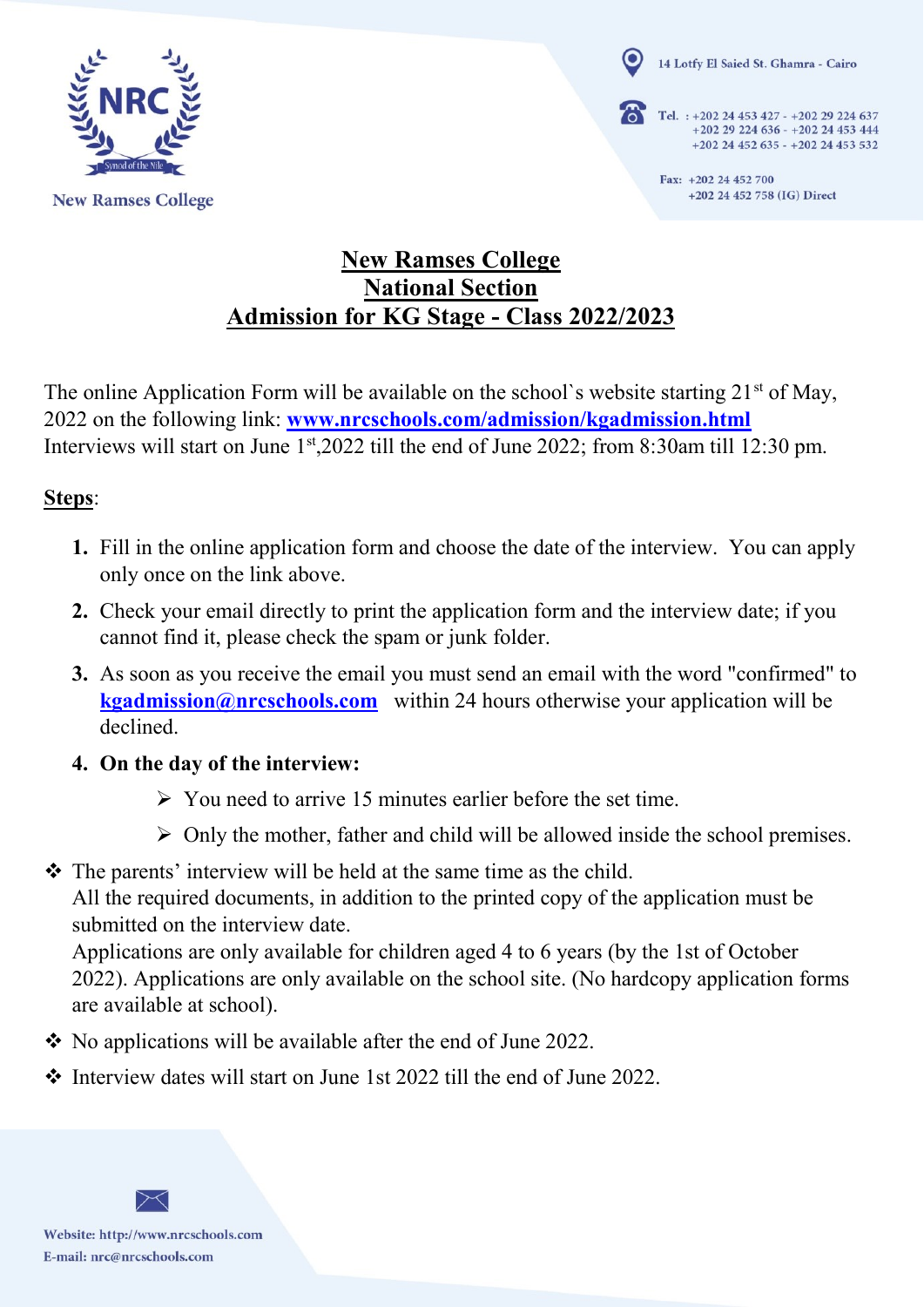New Ramses College

14 Lotfy El Saied St. Ghamra - Cairo

Tel. : +202 24 453 427 - +202 29 224 637
+202 29 224 636 - +202 24 453 444
+202 24 452 635 - +202 24 453 532

Fax: +202 24 452 700
+202 24 452 758 (IG) Direct

# New Ramses College
# National Section
# Admission for KG Stage - Class 2022/2023

The online Application Form will be available on the school`s website starting 21st of May, 2022 on the following link: **[www.nrcschools.com/admission/kgadmission.html](http://www.nrcschools.com/admission/kgadmission.html)**
Interviews will start on June 1st,2022 till the end of June 2022; from 8:30am till 12:30 pm.

**Steps**:

1. Fill in the online application form and choose the date of the interview. You can apply only once on the link above.
2. Check your email directly to print the application form and the interview date; if you cannot find it, please check the spam or junk folder.
3. As soon as you receive the email you must send an email with the word "confirmed" to **kgadmission@nrcschools.com** within 24 hours otherwise your application will be declined.
4. **On the day of the interview:**
   - You need to arrive 15 minutes earlier before the set time.
   - Only the mother, father and child will be allowed inside the school premises.

- The parents' interview will be held at the same time as the child.
  All the required documents, in addition to the printed copy of the application must be submitted on the interview date.
  Applications are only available for children aged 4 to 6 years (by the 1st of October 2022). Applications are only available on the school site. (No hardcopy application forms are available at school).
- No applications will be available after the end of June 2022.
- Interview dates will start on June 1st 2022 till the end of June 2022.

Website: http://www.nrcschools.com
E-mail: nrc@nrcschools.com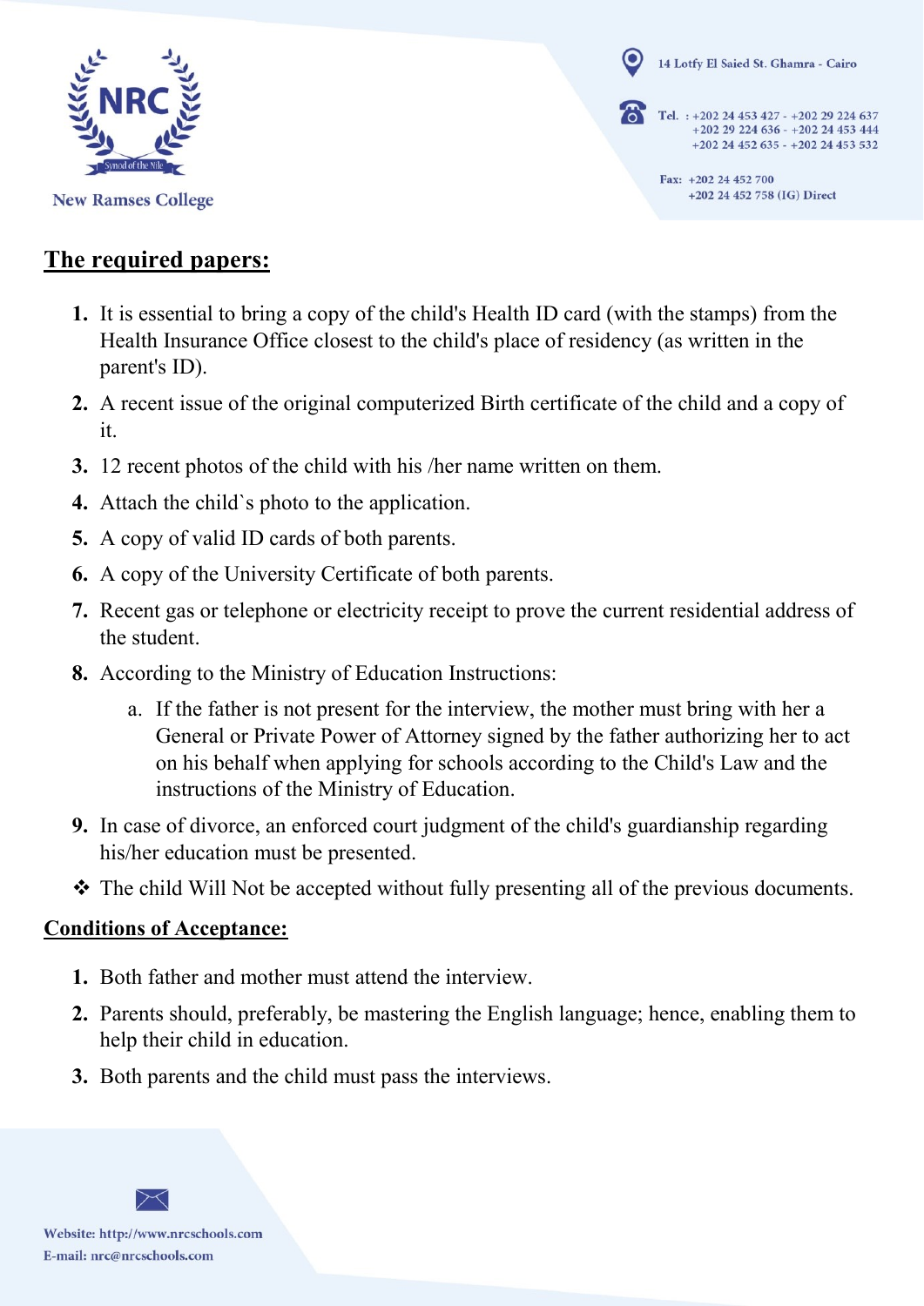## The required papers:

1. It is essential to bring a copy of the child's Health ID card (with the stamps) from the Health Insurance Office closest to the child's place of residency (as written in the parent's ID).
2. A recent issue of the original computerized Birth certificate of the child and a copy of it.
3. 12 recent photos of the child with his /her name written on them.
4. Attach the child`s photo to the application.
5. A copy of valid ID cards of both parents.
6. A copy of the University Certificate of both parents.
7. Recent gas or telephone or electricity receipt to prove the current residential address of the student.
8. According to the Ministry of Education Instructions:
    a. If the father is not present for the interview, the mother must bring with her a General or Private Power of Attorney signed by the father authorizing her to act on his behalf when applying for schools according to the Child's Law and the instructions of the Ministry of Education.
9. In case of divorce, an enforced court judgment of the child's guardianship regarding his/her education must be presented.

❖ The child Will Not be accepted without fully presenting all of the previous documents.

## Conditions of Acceptance:

1. Both father and mother must attend the interview.
2. Parents should, preferably, be mastering the English language; hence, enabling them to help their child in education.
3. Both parents and the child must pass the interviews.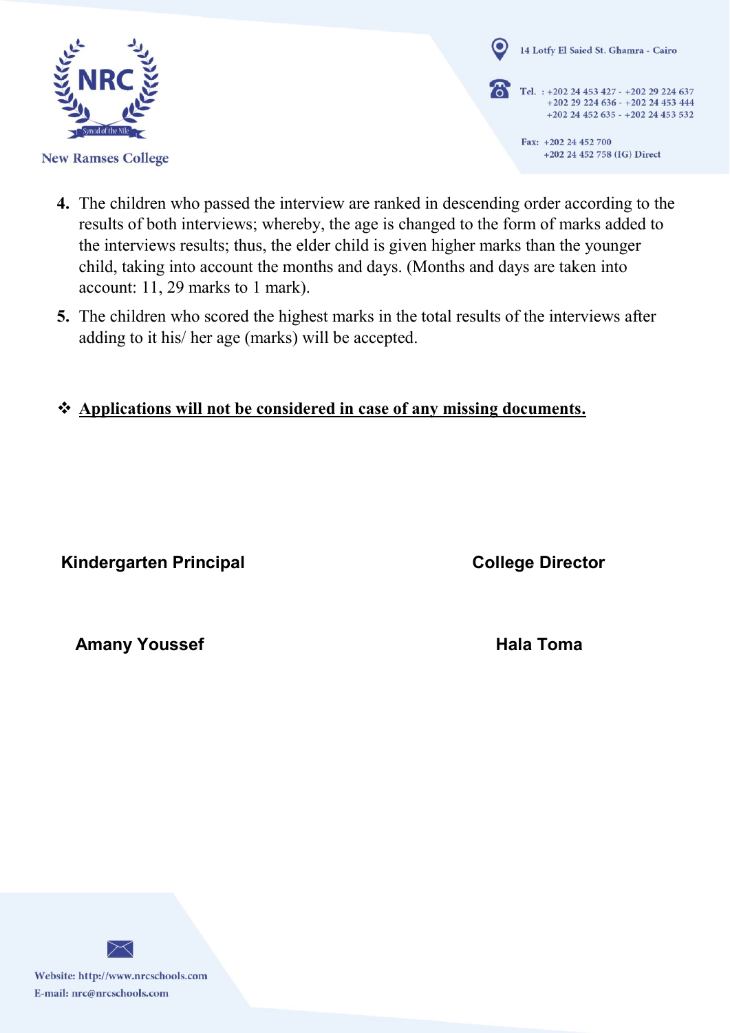4. The children who passed the interview are ranked in descending order according to the results of both interviews; whereby, the age is changed to the form of marks added to the interviews results; thus, the elder child is given higher marks than the younger child, taking into account the months and days. (Months and days are taken into account: 11, 29 marks to 1 mark).
5. The children who scored the highest marks in the total results of the interviews after adding to it his/ her age (marks) will be accepted.

❖ **<u>Applications will not be considered in case of any missing documents.</u>**

| | |
|---|---|
| **Kindergarten Principal** | **College Director** |
| **Amany Youssef** | **Hala Toma** |